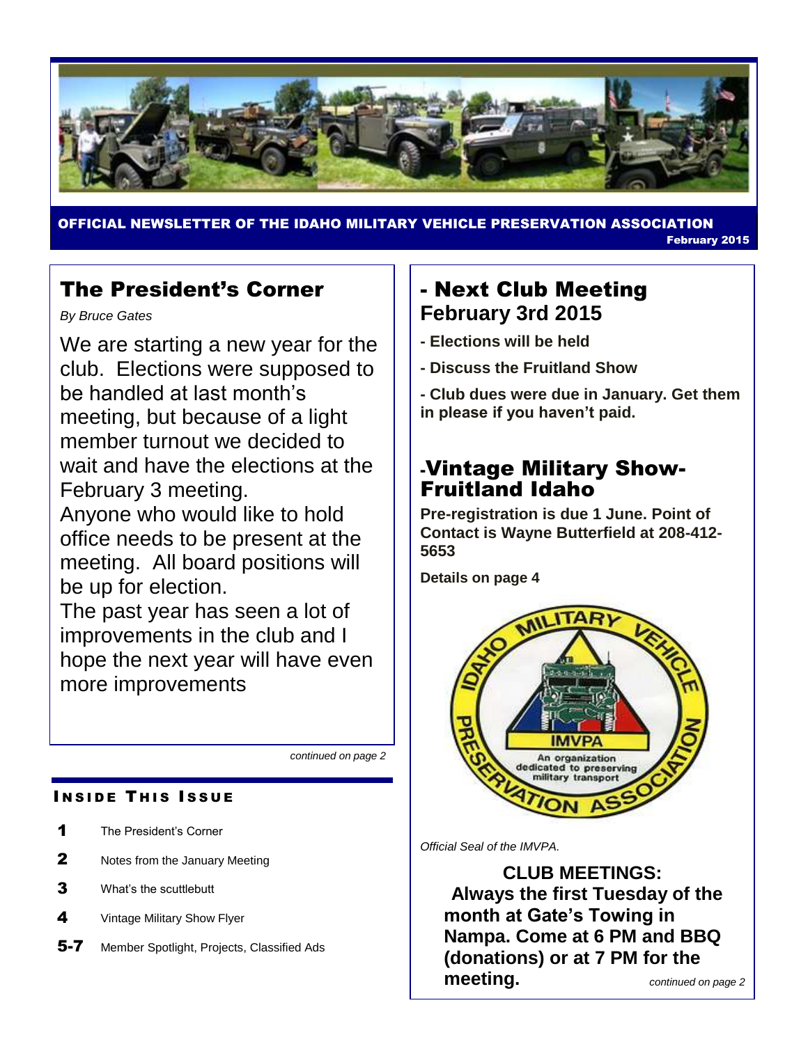OFFICIAL NEWSLETTER OF THE IDAHO MILITARY VEHICLE PRESERVATION ASSOCIATION

February 2015

## The President's Corner

*By Bruce Gates*

We are starting a new year for the club. Elections were supposed to be handled at last month's meeting, but because of a light member turnout we decided to wait and have the elections at the February 3 meeting.

Anyone who would like to hold office needs to be present at the meeting. All board positions will be up for election.

The past year has seen a lot of improvements in the club and I hope the next year will have even more improvements

*continued on page 2*

### INSIDE THIS ISSUE

| | |
|---|---|
| 1 | The President's Corner |
| 2 | Notes from the January Meeting |
| 3 | What's the scuttlebutt |
| 4 | Vintage Military Show Flyer |
| 5-7 | Member Spotlight, Projects, Classified Ads |

## - Next Club Meeting February 3rd 2015

**- Elections will be held**

**- Discuss the Fruitland Show**

**- Club dues were due in January. Get them in please if you haven't paid.**

## -Vintage Military Show- Fruitland Idaho

**Pre-registration is due 1 June. Point of Contact is Wayne Butterfield at 208-412-5653**

**Details on page 4**

*Official Seal of the IMVPA.*

**CLUB MEETINGS:**
**Always the first Tuesday of the month at Gate's Towing in Nampa. Come at 6 PM and BBQ (donations) or at 7 PM for the meeting.**

*continued on page 2*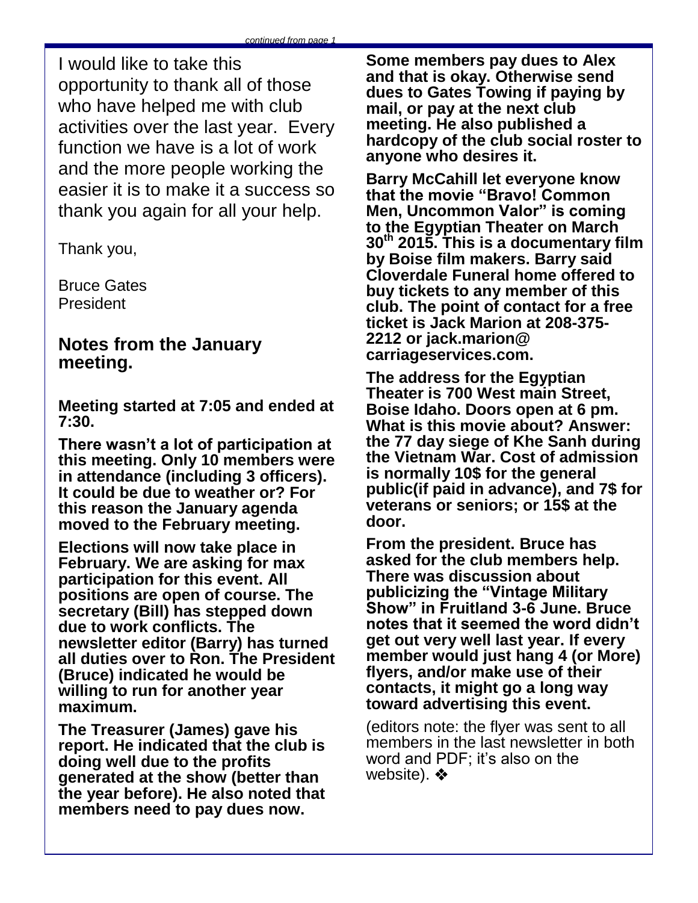*continued from page 1*

I would like to take this opportunity to thank all of those who have helped me with club activities over the last year. Every function we have is a lot of work and the more people working the easier it is to make it a success so thank you again for all your help.

Thank you,

Bruce Gates
President

## Notes from the January meeting.

**Meeting started at 7:05 and ended at 7:30.**

**There wasn't a lot of participation at this meeting. Only 10 members were in attendance (including 3 officers). It could be due to weather or? For this reason the January agenda moved to the February meeting.**

**Elections will now take place in February. We are asking for max participation for this event. All positions are open of course. The secretary (Bill) has stepped down due to work conflicts. The newsletter editor (Barry) has turned all duties over to Ron. The President (Bruce) indicated he would be willing to run for another year maximum.**

**The Treasurer (James) gave his report. He indicated that the club is doing well due to the profits generated at the show (better than the year before). He also noted that members need to pay dues now. Some members pay dues to Alex and that is okay. Otherwise send dues to Gates Towing if paying by mail, or pay at the next club meeting. He also published a hardcopy of the club social roster to anyone who desires it.**

**Barry McCahill let everyone know that the movie "Bravo! Common Men, Uncommon Valor" is coming to the Egyptian Theater on March 30th 2015. This is a documentary film by Boise film makers. Barry said Cloverdale Funeral home offered to buy tickets to any member of this club. The point of contact for a free ticket is Jack Marion at 208-375-2212 or jack.marion@ carriageservices.com.**

**The address for the Egyptian Theater is 700 West main Street, Boise Idaho. Doors open at 6 pm. What is this movie about? Answer: the 77 day siege of Khe Sanh during the Vietnam War. Cost of admission is normally 10$ for the general public(if paid in advance), and 7$ for veterans or seniors; or 15$ at the door.**

**From the president. Bruce has asked for the club members help. There was discussion about publicizing the "Vintage Military Show" in Fruitland 3-6 June. Bruce notes that it seemed the word didn't get out very well last year. If every member would just hang 4 (or More) flyers, and/or make use of their contacts, it might go a long way toward advertising this event.**

(editors note: the flyer was sent to all members in the last newsletter in both word and PDF; it's also on the website). ❖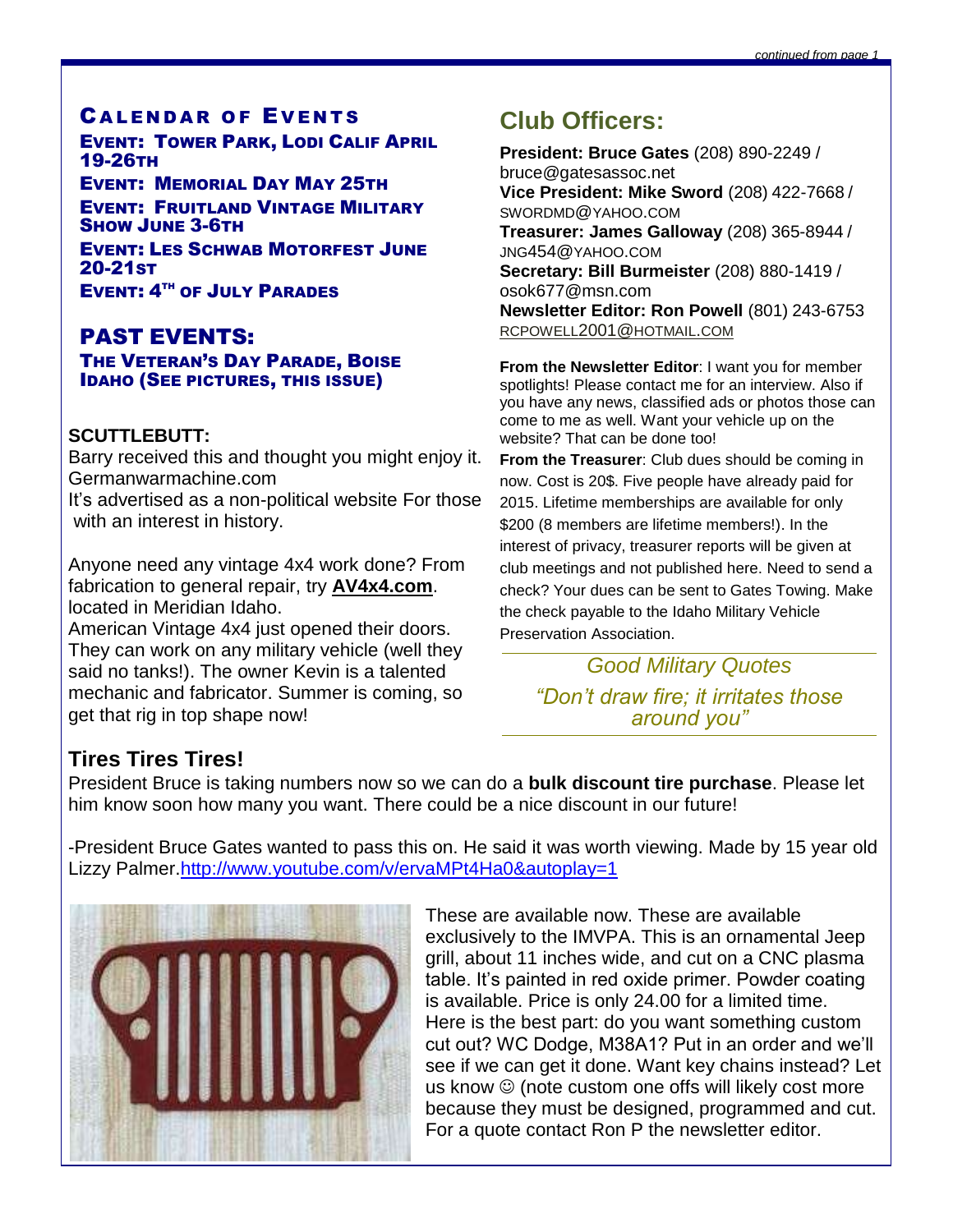*continued from page 1*

## Calendar of Events

**Event: Tower Park, Lodi Calif April 19-26th**

**Event: Memorial Day May 25th**

**Event: Fruitland Vintage Military Show June 3-6th**

**Event: Les Schwab Motorfest June 20-21st**

**Event: 4th of July Parades**

## PAST EVENTS:

**The Veteran's Day Parade, Boise Idaho (see pictures, this issue)**

**SCUTTLEBUTT:**

Barry received this and thought you might enjoy it. Germanwarmachine.com

It's advertised as a non-political website For those with an interest in history.

Anyone need any vintage 4x4 work done? From fabrication to general repair, try **AV4x4.com**. located in Meridian Idaho.

American Vintage 4x4 just opened their doors. They can work on any military vehicle (well they said no tanks!). The owner Kevin is a talented mechanic and fabricator. Summer is coming, so get that rig in top shape now!

## Club Officers:

**President: Bruce Gates** (208) 890-2249 / bruce@gatesassoc.net

**Vice President: Mike Sword** (208) 422-7668 / SWORDMD@YAHOO.COM

**Treasurer: James Galloway** (208) 365-8944 / JNG454@YAHOO.COM

**Secretary: Bill Burmeister** (208) 880-1419 / osok677@msn.com

**Newsletter Editor: Ron Powell** (801) 243-6753 RCPOWELL2001@HOTMAIL.COM

**From the Newsletter Editor**: I want you for member spotlights! Please contact me for an interview. Also if you have any news, classified ads or photos those can come to me as well. Want your vehicle up on the website? That can be done too!

**From the Treasurer**: Club dues should be coming in now. Cost is 20$. Five people have already paid for 2015. Lifetime memberships are available for only $200 (8 members are lifetime members!). In the interest of privacy, treasurer reports will be given at club meetings and not published here. Need to send a check? Your dues can be sent to Gates Towing. Make the check payable to the Idaho Military Vehicle Preservation Association.

*Good Military Quotes*

*"Don't draw fire; it irritates those around you"*

### Tires Tires Tires!

President Bruce is taking numbers now so we can do a **bulk discount tire purchase**. Please let him know soon how many you want. There could be a nice discount in our future!

-President Bruce Gates wanted to pass this on. He said it was worth viewing. Made by 15 year old Lizzy Palmer.http://www.youtube.com/v/ervaMPt4Ha0&autoplay=1

These are available now. These are available exclusively to the IMVPA. This is an ornamental Jeep grill, about 11 inches wide, and cut on a CNC plasma table. It's painted in red oxide primer. Powder coating is available. Price is only 24.00 for a limited time. Here is the best part: do you want something custom cut out? WC Dodge, M38A1? Put in an order and we'll see if we can get it done. Want key chains instead? Let us know ☺ (note custom one offs will likely cost more because they must be designed, programmed and cut. For a quote contact Ron P the newsletter editor.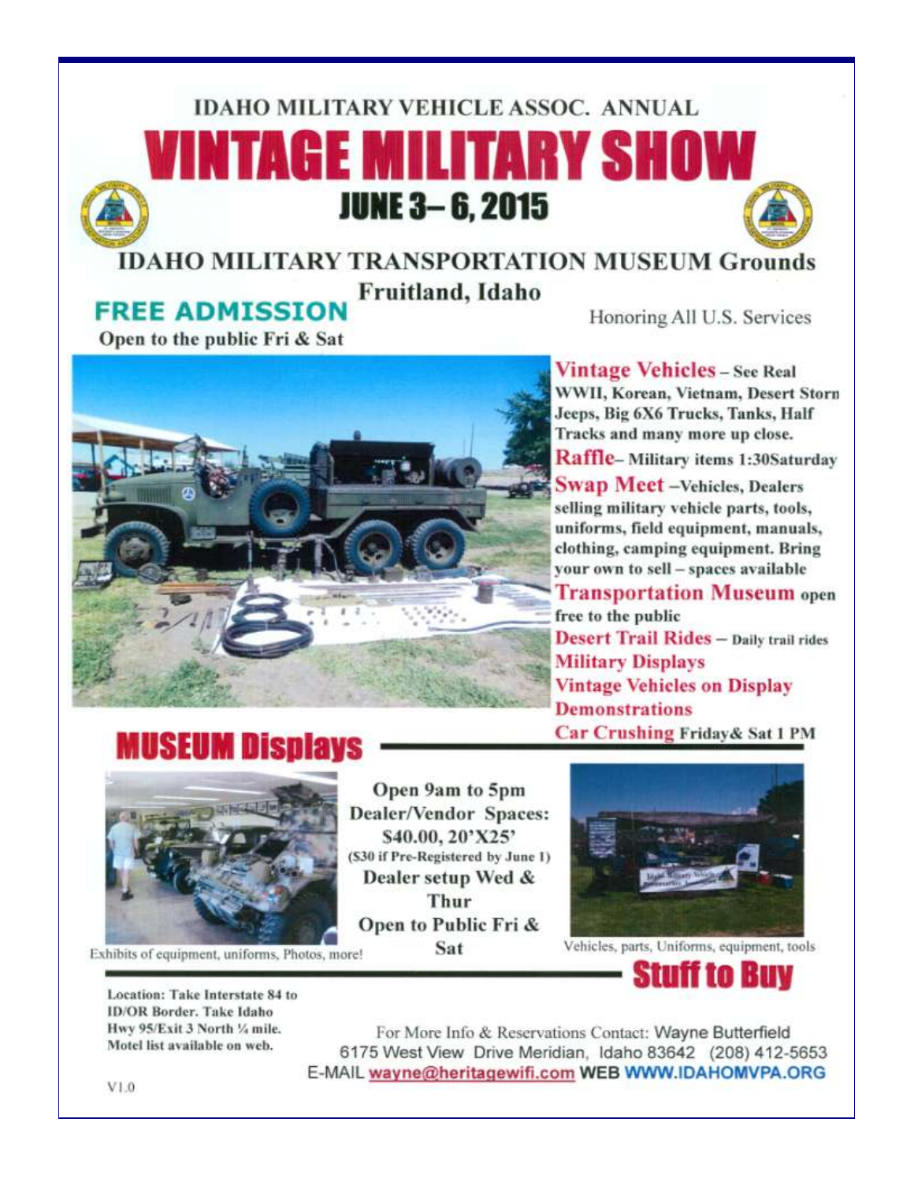IDAHO MILITARY VEHICLE ASSOC. ANNUAL

# VINTAGE MILITARY SHOW

## JUNE 3– 6, 2015

## IDAHO MILITARY TRANSPORTATION MUSEUM Grounds

### Fruitland, Idaho

**FREE ADMISSION**

**Open to the public Fri & Sat**

Honoring All U.S. Services

**Vintage Vehicles** – See Real WWII, Korean, Vietnam, Desert Storn Jeeps, Big 6X6 Trucks, Tanks, Half Tracks and many more up close.

**Raffle**– Military items 1:30Saturday

**Swap Meet** –Vehicles, Dealers selling military vehicle parts, tools, uniforms, field equipment, manuals, clothing, camping equipment. Bring your own to sell – spaces available

**Transportation Museum** open free to the public

**Desert Trail Rides** – Daily trail rides

**Military Displays**

**Vintage Vehicles on Display**

**Demonstrations**

**Car Crushing** Friday& Sat 1 PM

## MUSEUM Displays

Exhibits of equipment, uniforms, Photos, more!

**Open 9am to 5pm**

**Dealer/Vendor Spaces: $40.00, 20'X25'**

**($30 if Pre-Registered by June 1)**

**Dealer setup Wed & Thur**

**Open to Public Fri & Sat**

Vehicles, parts, Uniforms, equipment, tools

## Stuff to Buy

**Location: Take Interstate 84 to ID/OR Border. Take Idaho Hwy 95/Exit 3 North ¼ mile. Motel list available on web.**

For More Info & Reservations Contact: Wayne Butterfield
6175 West View Drive Meridian, Idaho 83642 (208) 412-5653
E-MAIL wayne@heritagewifi.com WEB WWW.IDAHOMVPA.ORG

V1.0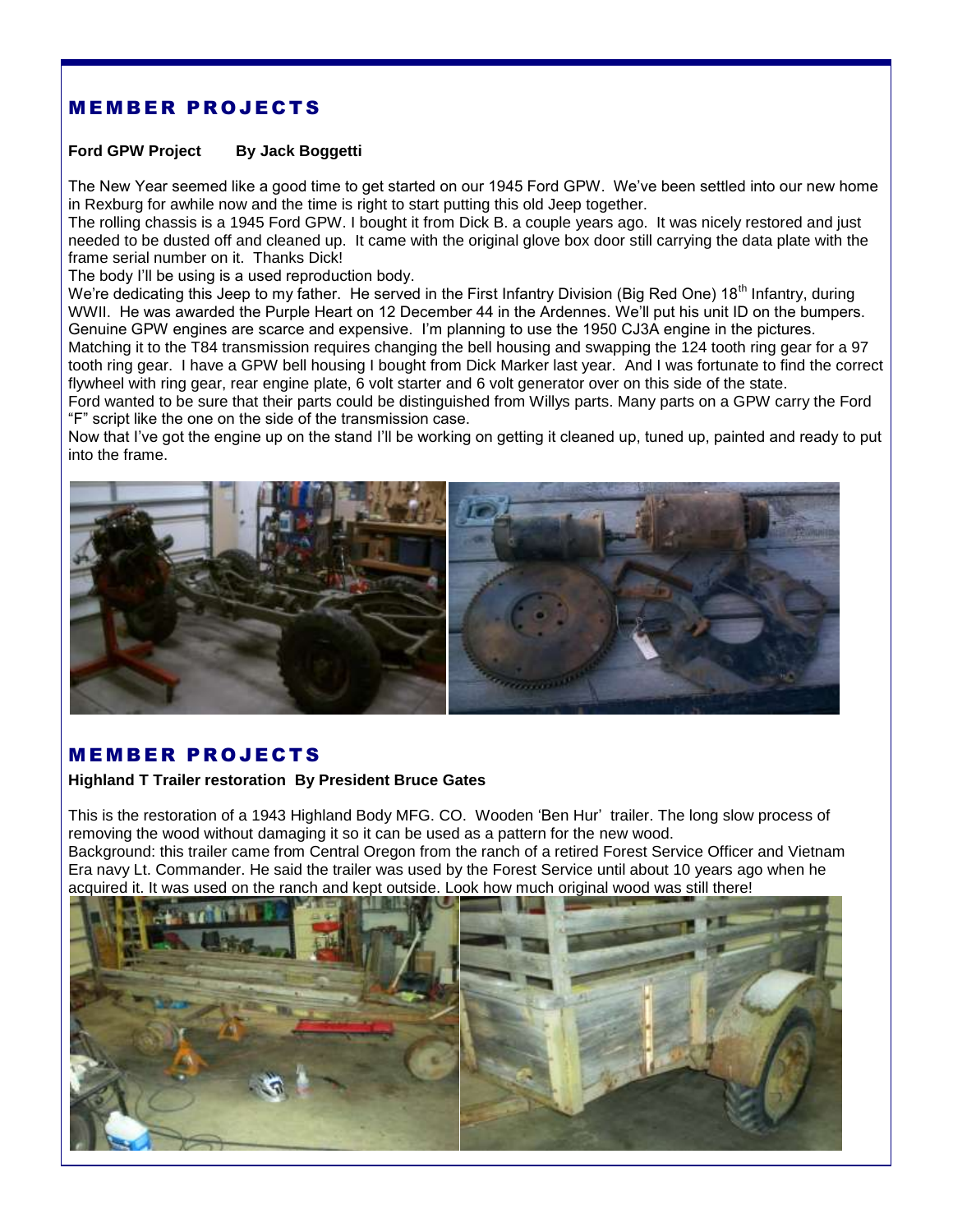## MEMBER PROJECTS

**Ford GPW Project By Jack Boggetti**

The New Year seemed like a good time to get started on our 1945 Ford GPW. We've been settled into our new home in Rexburg for awhile now and the time is right to start putting this old Jeep together.

The rolling chassis is a 1945 Ford GPW. I bought it from Dick B. a couple years ago. It was nicely restored and just needed to be dusted off and cleaned up. It came with the original glove box door still carrying the data plate with the frame serial number on it. Thanks Dick!

The body I'll be using is a used reproduction body.

We're dedicating this Jeep to my father. He served in the First Infantry Division (Big Red One) 18th Infantry, during WWII. He was awarded the Purple Heart on 12 December 44 in the Ardennes. We'll put his unit ID on the bumpers.

Genuine GPW engines are scarce and expensive. I'm planning to use the 1950 CJ3A engine in the pictures.

Matching it to the T84 transmission requires changing the bell housing and swapping the 124 tooth ring gear for a 97 tooth ring gear. I have a GPW bell housing I bought from Dick Marker last year. And I was fortunate to find the correct flywheel with ring gear, rear engine plate, 6 volt starter and 6 volt generator over on this side of the state.

Ford wanted to be sure that their parts could be distinguished from Willys parts. Many parts on a GPW carry the Ford "F" script like the one on the side of the transmission case.

Now that I've got the engine up on the stand I'll be working on getting it cleaned up, tuned up, painted and ready to put into the frame.

## MEMBER PROJECTS

**Highland T Trailer restoration By President Bruce Gates**

This is the restoration of a 1943 Highland Body MFG. CO. Wooden 'Ben Hur' trailer. The long slow process of removing the wood without damaging it so it can be used as a pattern for the new wood.

Background: this trailer came from Central Oregon from the ranch of a retired Forest Service Officer and Vietnam Era navy Lt. Commander. He said the trailer was used by the Forest Service until about 10 years ago when he acquired it. It was used on the ranch and kept outside. Look how much original wood was still there!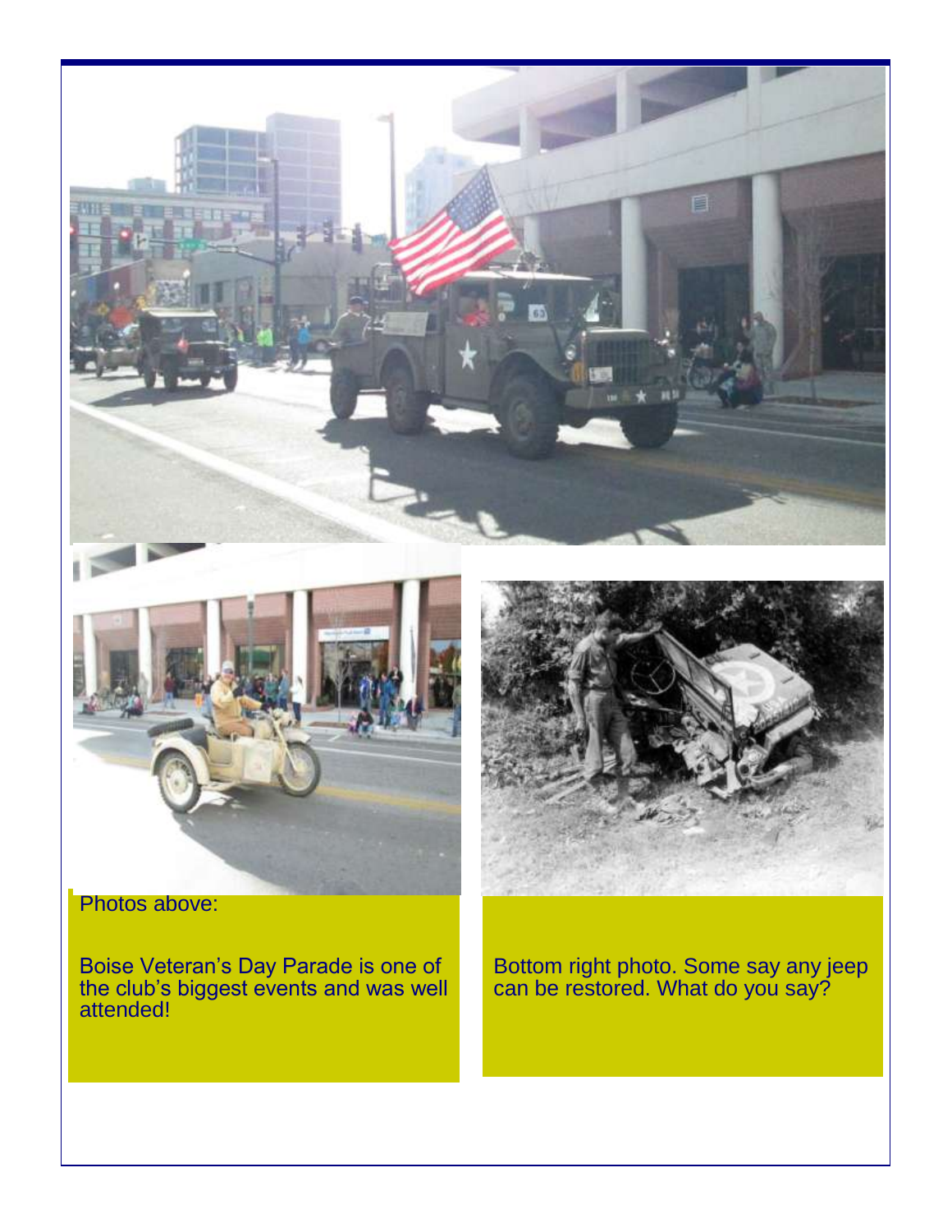Photos above:

Boise Veteran's Day Parade is one of the club's biggest events and was well attended!

Bottom right photo. Some say any jeep can be restored. What do you say?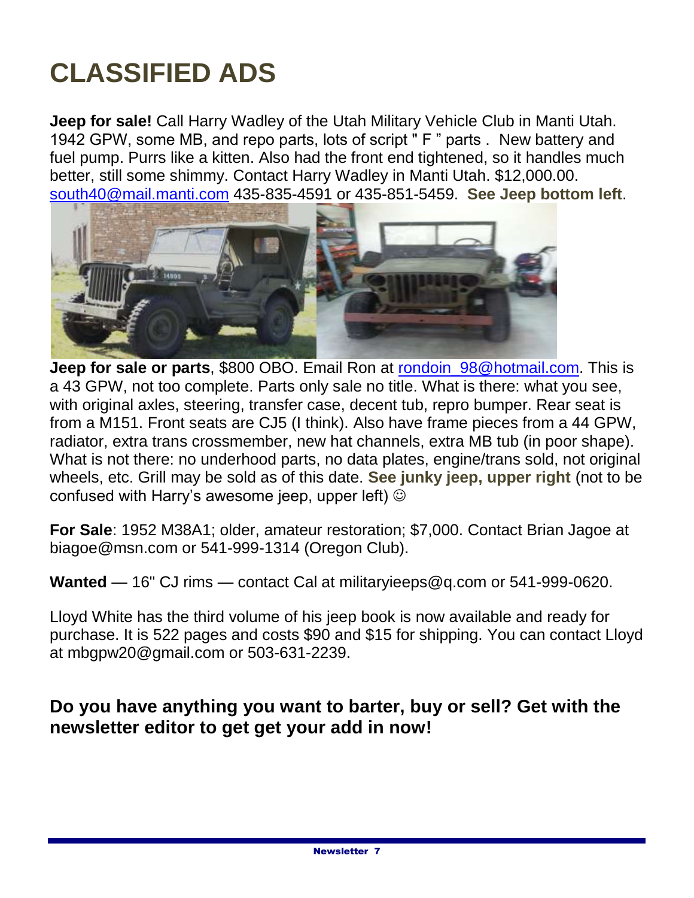# CLASSIFIED ADS

**Jeep for sale!** Call Harry Wadley of the Utah Military Vehicle Club in Manti Utah. 1942 GPW, some MB, and repo parts, lots of script " F " parts . New battery and fuel pump. Purrs like a kitten. Also had the front end tightened, so it handles much better, still some shimmy. Contact Harry Wadley in Manti Utah. $12,000.00. south40@mail.manti.com 435-835-4591 or 435-851-5459. **See Jeep bottom left**.

**Jeep for sale or parts**, $800 OBO. Email Ron at rondoin_98@hotmail.com. This is a 43 GPW, not too complete. Parts only sale no title. What is there: what you see, with original axles, steering, transfer case, decent tub, repro bumper. Rear seat is from a M151. Front seats are CJ5 (I think). Also have frame pieces from a 44 GPW, radiator, extra trans crossmember, new hat channels, extra MB tub (in poor shape). What is not there: no underhood parts, no data plates, engine/trans sold, not original wheels, etc. Grill may be sold as of this date. **See junky jeep, upper right** (not to be confused with Harry's awesome jeep, upper left) ☺

**For Sale**: 1952 M38A1; older, amateur restoration; $7,000. Contact Brian Jagoe at biagoe@msn.com or 541-999-1314 (Oregon Club).

**Wanted** — 16" CJ rims — contact Cal at militaryieeps@q.com or 541-999-0620.

Lloyd White has the third volume of his jeep book is now available and ready for purchase. It is 522 pages and costs $90 and $15 for shipping. You can contact Lloyd at mbgpw20@gmail.com or 503-631-2239.

### Do you have anything you want to barter, buy or sell? Get with the newsletter editor to get get your add in now!